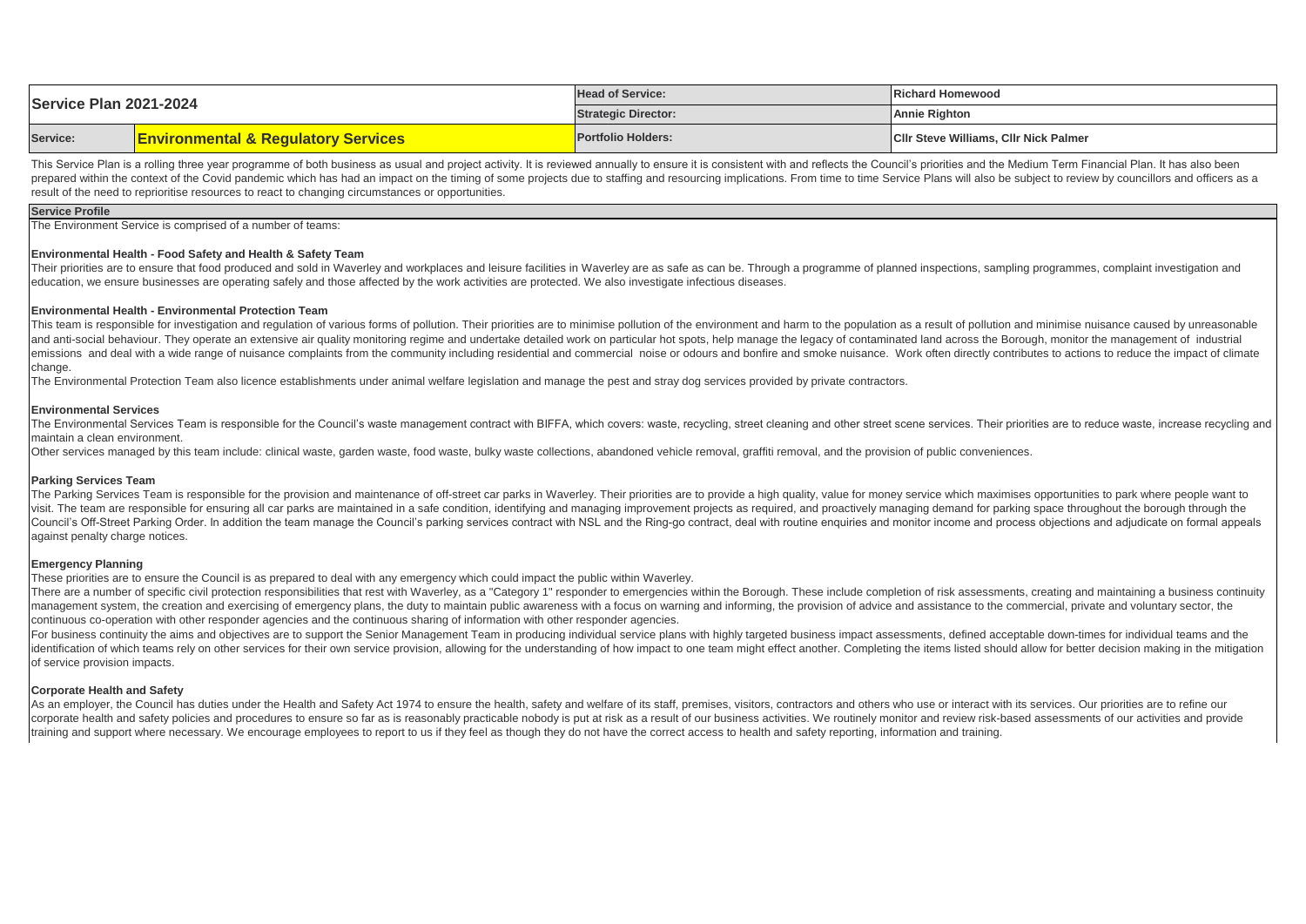| Service Plan 2021-2024 | | Head of Service: | Richard Homewood |
|---|---|---|---|
| | | Strategic Director: | Annie Righton |
| Service: | **Environmental & Regulatory Services** | Portfolio Holders: | Cllr Steve Williams, Cllr Nick Palmer |

This Service Plan is a rolling three year programme of both business as usual and project activity. It is reviewed annually to ensure it is consistent with and reflects the Council's priorities and the Medium Term Financial Plan. It has also been prepared within the context of the Covid pandemic which has had an impact on the timing of some projects due to staffing and resourcing implications. From time to time Service Plans will also be subject to review by councillors and officers as a result of the need to reprioritise resources to react to changing circumstances or opportunities.

## Service Profile

The Environment Service is comprised of a number of teams:

### Environmental Health - Food Safety and Health & Safety Team

Their priorities are to ensure that food produced and sold in Waverley and workplaces and leisure facilities in Waverley are as safe as can be. Through a programme of planned inspections, sampling programmes, complaint investigation and education, we ensure businesses are operating safely and those affected by the work activities are protected. We also investigate infectious diseases.

### Environmental Health - Environmental Protection Team

This team is responsible for investigation and regulation of various forms of pollution. Their priorities are to minimise pollution of the environment and harm to the population as a result of pollution and minimise nuisance caused by unreasonable and anti-social behaviour. They operate an extensive air quality monitoring regime and undertake detailed work on particular hot spots, help manage the legacy of contaminated land across the Borough, monitor the management of industrial emissions and deal with a wide range of nuisance complaints from the community including residential and commercial noise or odours and bonfire and smoke nuisance. Work often directly contributes to actions to reduce the impact of climate change.

The Environmental Protection Team also licence establishments under animal welfare legislation and manage the pest and stray dog services provided by private contractors.

### Environmental Services

The Environmental Services Team is responsible for the Council's waste management contract with BIFFA, which covers: waste, recycling, street cleaning and other street scene services. Their priorities are to reduce waste, increase recycling and maintain a clean environment.

Other services managed by this team include: clinical waste, garden waste, food waste, bulky waste collections, abandoned vehicle removal, graffiti removal, and the provision of public conveniences.

### Parking Services Team

The Parking Services Team is responsible for the provision and maintenance of off-street car parks in Waverley. Their priorities are to provide a high quality, value for money service which maximises opportunities to park where people want to visit. The team are responsible for ensuring all car parks are maintained in a safe condition, identifying and managing improvement projects as required, and proactively managing demand for parking space throughout the borough through the Council's Off-Street Parking Order. In addition the team manage the Council's parking services contract with NSL and the Ring-go contract, deal with routine enquiries and monitor income and process objections and adjudicate on formal appeals against penalty charge notices.

### Emergency Planning

These priorities are to ensure the Council is as prepared to deal with any emergency which could impact the public within Waverley.

There are a number of specific civil protection responsibilities that rest with Waverley, as a "Category 1" responder to emergencies within the Borough. These include completion of risk assessments, creating and maintaining a business continuity management system, the creation and exercising of emergency plans, the duty to maintain public awareness with a focus on warning and informing, the provision of advice and assistance to the commercial, private and voluntary sector, the continuous co-operation with other responder agencies and the continuous sharing of information with other responder agencies.

For business continuity the aims and objectives are to support the Senior Management Team in producing individual service plans with highly targeted business impact assessments, defined acceptable down-times for individual teams and the identification of which teams rely on other services for their own service provision, allowing for the understanding of how impact to one team might effect another. Completing the items listed should allow for better decision making in the mitigation of service provision impacts.

### Corporate Health and Safety

As an employer, the Council has duties under the Health and Safety Act 1974 to ensure the health, safety and welfare of its staff, premises, visitors, contractors and others who use or interact with its services. Our priorities are to refine our corporate health and safety policies and procedures to ensure so far as is reasonably practicable nobody is put at risk as a result of our business activities. We routinely monitor and review risk-based assessments of our activities and provide training and support where necessary. We encourage employees to report to us if they feel as though they do not have the correct access to health and safety reporting, information and training.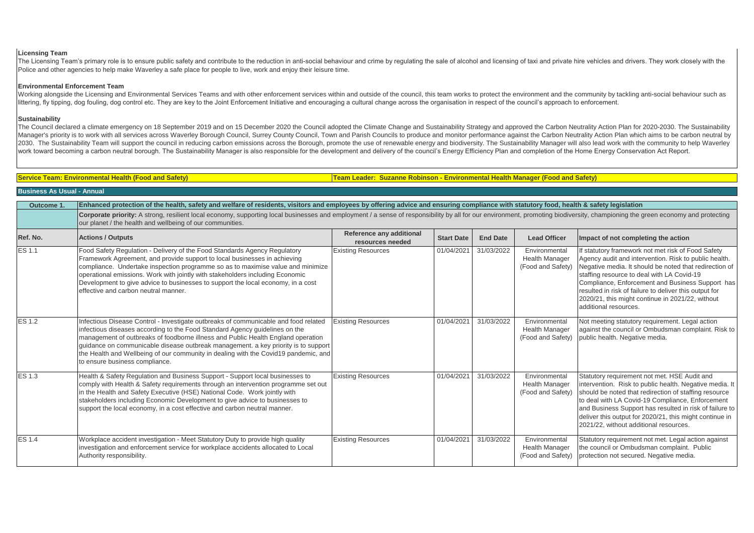**Licensing Team**

The Licensing Team's primary role is to ensure public safety and contribute to the reduction in anti-social behaviour and crime by regulating the sale of alcohol and licensing of taxi and private hire vehicles and drivers. They work closely with the Police and other agencies to help make Waverley a safe place for people to live, work and enjoy their leisure time.

**Environmental Enforcement Team**

Working alongside the Licensing and Environmental Services Teams and with other enforcement services within and outside of the council, this team works to protect the environment and the community by tackling anti-social behaviour such as littering, fly tipping, dog fouling, dog control etc. They are key to the Joint Enforcement Initiative and encouraging a cultural change across the organisation in respect of the council's approach to enforcement.

**Sustainability**

The Council declared a climate emergency on 18 September 2019 and on 15 December 2020 the Council adopted the Climate Change and Sustainability Strategy and approved the Carbon Neutrality Action Plan for 2020-2030. The Sustainability Manager's priority is to work with all services across Waverley Borough Council, Surrey County Council, Town and Parish Councils to produce and monitor performance against the Carbon Neutrality Action Plan which aims to be carbon neutral by 2030. The Sustainability Team will support the council in reducing carbon emissions across the Borough, promote the use of renewable energy and biodiversity. The Sustainability Manager will also lead work with the community to help Waverley work toward becoming a carbon neutral borough. The Sustainability Manager is also responsible for the development and delivery of the council's Energy Efficiency Plan and completion of the Home Energy Conservation Act Report.

**Service Team: Environmental Health (Food and Safety)** | **Team Leader: Suzanne Robinson - Environmental Health Manager (Food and Safety)**

**Business As Usual - Annual**

| **Outcome 1.** | **Enhanced protection of the health, safety and welfare of residents, visitors and employees by offering advice and ensuring compliance with statutory food, health & safety legislation** | | | | | |
|---|---|---|---|---|---|---|
| | **Corporate priority:** A strong, resilient local economy, supporting local businesses and employment / a sense of responsibility by all for our environment, promoting biodiversity, championing the green economy and protecting our planet / the health and wellbeing of our communities. | | | | | |
| **Ref. No.** | **Actions / Outputs** | **Reference any additional resources needed** | **Start Date** | **End Date** | **Lead Officer** | **Impact of not completing the action** |
| ES 1.1 | Food Safety Regulation - Delivery of the Food Standards Agency Regulatory Framework Agreement, and provide support to local businesses in achieving compliance. Undertake inspection programme so as to maximise value and minimize operational emissions. Work with jointly with stakeholders including Economic Development to give advice to businesses to support the local economy, in a cost effective and carbon neutral manner. | Existing Resources | 01/04/2021 | 31/03/2022 | Environmental Health Manager (Food and Safety) | If statutory framework not met risk of Food Safety Agency audit and intervention. Risk to public health. Negative media. It should be noted that redirection of staffing resource to deal with LA Covid-19 Compliance, Enforcement and Business Support has resulted in risk of failure to deliver this output for 2020/21, this might continue in 2021/22, without additional resources. |
| ES 1.2 | Infectious Disease Control - Investigate outbreaks of communicable and food related infectious diseases according to the Food Standard Agency guidelines on the management of outbreaks of foodborne illness and Public Health England operation guidance on communicable disease outbreak management. a key priority is to support the Health and Wellbeing of our community in dealing with the Covid19 pandemic, and to ensure business compliance. | Existing Resources | 01/04/2021 | 31/03/2022 | Environmental Health Manager (Food and Safety) | Not meeting statutory requirement. Legal action against the council or Ombudsman complaint. Risk to public health. Negative media. |
| ES 1.3 | Health & Safety Regulation and Business Support - Support local businesses to comply with Health & Safety requirements through an intervention programme set out in the Health and Safety Executive (HSE) National Code. Work jointly with stakeholders including Economic Development to give advice to businesses to support the local economy, in a cost effective and carbon neutral manner. | Existing Resources | 01/04/2021 | 31/03/2022 | Environmental Health Manager (Food and Safety) | Statutory requirement not met. HSE Audit and intervention. Risk to public health. Negative media. It should be noted that redirection of staffing resource to deal with LA Covid-19 Compliance, Enforcement and Business Support has resulted in risk of failure to deliver this output for 2020/21, this might continue in 2021/22, without additional resources. |
| ES 1.4 | Workplace accident investigation - Meet Statutory Duty to provide high quality investigation and enforcement service for workplace accidents allocated to Local Authority responsibility. | Existing Resources | 01/04/2021 | 31/03/2022 | Environmental Health Manager (Food and Safety) | Statutory requirement not met. Legal action against the council or Ombudsman complaint. Public protection not secured. Negative media. |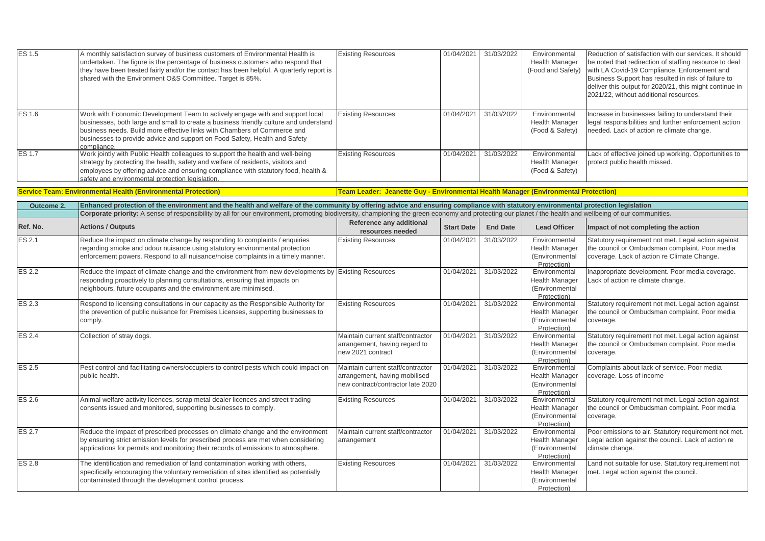| | | | | | | |
|---|---|---|---|---|---|---|
| ES 1.5 | A monthly satisfaction survey of business customers of Environmental Health is undertaken. The figure is the percentage of business customers who respond that they have been treated fairly and/or the contact has been helpful. A quarterly report is shared with the Environment O&S Committee. Target is 85%. | Existing Resources | 01/04/2021 | 31/03/2022 | Environmental Health Manager (Food and Safety) | Reduction of satisfaction with our services. It should be noted that redirection of staffing resource to deal with LA Covid-19 Compliance, Enforcement and Business Support has resulted in risk of failure to deliver this output for 2020/21, this might continue in 2021/22, without additional resources. |
| ES 1.6 | Work with Economic Development Team to actively engage with and support local businesses, both large and small to create a business friendly culture and understand business needs. Build more effective links with Chambers of Commerce and businesses to provide advice and support on Food Safety, Health and Safety compliance. | Existing Resources | 01/04/2021 | 31/03/2022 | Environmental Health Manager (Food & Safety) | Increase in businesses failing to understand their legal responsibilities and further enforcement action needed. Lack of action re climate change. |
| ES 1.7 | Work jointly with Public Health colleagues to support the health and well-being strategy by protecting the health, safety and welfare of residents, visitors and employees by offering advice and ensuring compliance with statutory food, health & safety and environmental protection legislation. | Existing Resources | 01/04/2021 | 31/03/2022 | Environmental Health Manager (Food & Safety) | Lack of effective joined up working. Opportunities to protect public health missed. |

**Service Team: Environmental Health (Environmental Protection)** **Team Leader: Jeanette Guy - Environmental Health Manager (Environmental Protection)**

| **Outcome 2.** | **Enhanced protection of the environment and the health and welfare of the community by offering advice and ensuring compliance with statutory environmental protection legislation** | | | | | |
|---|---|---|---|---|---|---|
| | **Corporate priority:** A sense of responsibility by all for our environment, promoting biodiversity, championing the green economy and protecting our planet / the health and wellbeing of our communities. | | | | | |
| **Ref. No.** | **Actions / Outputs** | **Reference any additional resources needed** | **Start Date** | **End Date** | **Lead Officer** | **Impact of not completing the action** |
| ES 2.1 | Reduce the impact on climate change by responding to complaints / enquiries regarding smoke and odour nuisance using statutory environmental protection enforcement powers. Respond to all nuisance/noise complaints in a timely manner. | Existing Resources | 01/04/2021 | 31/03/2022 | Environmental Health Manager (Environmental Protection) | Statutory requirement not met. Legal action against the council or Ombudsman complaint. Poor media coverage. Lack of action re Climate Change. |
| ES 2.2 | Reduce the impact of climate change and the environment from new developments by responding proactively to planning consultations, ensuring that impacts on neighbours, future occupants and the environment are minimised. | Existing Resources | 01/04/2021 | 31/03/2022 | Environmental Health Manager (Environmental Protection) | Inappropriate development. Poor media coverage. Lack of action re climate change. |
| ES 2.3 | Respond to licensing consultations in our capacity as the Responsible Authority for the prevention of public nuisance for Premises Licenses, supporting businesses to comply. | Existing Resources | 01/04/2021 | 31/03/2022 | Environmental Health Manager (Environmental Protection) | Statutory requirement not met. Legal action against the council or Ombudsman complaint. Poor media coverage. |
| ES 2.4 | Collection of stray dogs. | Maintain current staff/contractor arrangement, having regard to new 2021 contract | 01/04/2021 | 31/03/2022 | Environmental Health Manager (Environmental Protection) | Statutory requirement not met. Legal action against the council or Ombudsman complaint. Poor media coverage. |
| ES 2.5 | Pest control and facilitating owners/occupiers to control pests which could impact on public health. | Maintain current staff/contractor arrangement, having mobilised new contract/contractor late 2020 | 01/04/2021 | 31/03/2022 | Environmental Health Manager (Environmental Protection) | Complaints about lack of service. Poor media coverage. Loss of income |
| ES 2.6 | Animal welfare activity licences, scrap metal dealer licences and street trading consents issued and monitored, supporting businesses to comply. | Existing Resources | 01/04/2021 | 31/03/2022 | Environmental Health Manager (Environmental Protection) | Statutory requirement not met. Legal action against the council or Ombudsman complaint. Poor media coverage. |
| ES 2.7 | Reduce the impact of prescribed processes on climate change and the environment by ensuring strict emission levels for prescribed process are met when considering applications for permits and monitoring their records of emissions to atmosphere. | Maintain current staff/contractor arrangement | 01/04/2021 | 31/03/2022 | Environmental Health Manager (Environmental Protection) | Poor emissions to air. Statutory requirement not met. Legal action against the council. Lack of action re climate change. |
| ES 2.8 | The identification and remediation of land contamination working with others, specifically encouraging the voluntary remediation of sites identified as potentially contaminated through the development control process. | Existing Resources | 01/04/2021 | 31/03/2022 | Environmental Health Manager (Environmental Protection) | Land not suitable for use. Statutory requirement not met. Legal action against the council. |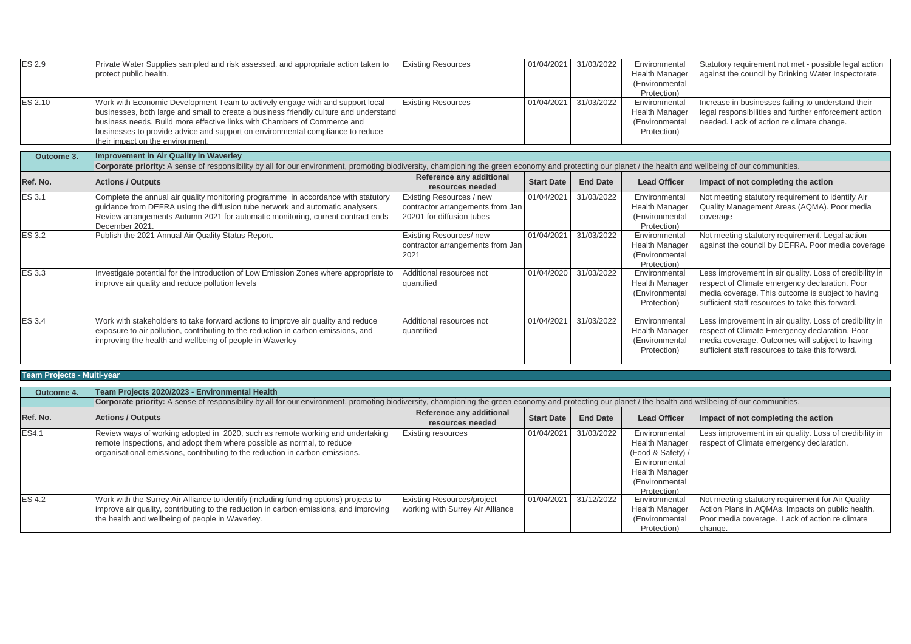| | | | | | | |
|---|---|---|---|---|---|---|
| ES 2.9 | Private Water Supplies sampled and risk assessed, and appropriate action taken to protect public health. | Existing Resources | 01/04/2021 | 31/03/2022 | Environmental Health Manager (Environmental Protection) | Statutory requirement not met - possible legal action against the council by Drinking Water Inspectorate. |
| ES 2.10 | Work with Economic Development Team to actively engage with and support local businesses, both large and small to create a business friendly culture and understand business needs. Build more effective links with Chambers of Commerce and businesses to provide advice and support on environmental compliance to reduce their impact on the environment. | Existing Resources | 01/04/2021 | 31/03/2022 | Environmental Health Manager (Environmental Protection) | Increase in businesses failing to understand their legal responsibilities and further enforcement action needed. Lack of action re climate change. |

| **Outcome 3.** | **Improvement in Air Quality in Waverley** | | | | | |
|---|---|---|---|---|---|---|
| | **Corporate priority:** A sense of responsibility by all for our environment, promoting biodiversity, championing the green economy and protecting our planet / the health and wellbeing of our communities. | | | | | |
| **Ref. No.** | **Actions / Outputs** | **Reference any additional resources needed** | **Start Date** | **End Date** | **Lead Officer** | **Impact of not completing the action** |
| ES 3.1 | Complete the annual air quality monitoring programme in accordance with statutory guidance from DEFRA using the diffusion tube network and automatic analysers. Review arrangements Autumn 2021 for automatic monitoring, current contract ends December 2021. | Existing Resources / new contractor arrangements from Jan 20201 for diffusion tubes | 01/04/2021 | 31/03/2022 | Environmental Health Manager (Environmental Protection) | Not meeting statutory requirement to identify Air Quality Management Areas (AQMA). Poor media coverage |
| ES 3.2 | Publish the 2021 Annual Air Quality Status Report. | Existing Resources/ new contractor arrangements from Jan 2021 | 01/04/2021 | 31/03/2022 | Environmental Health Manager (Environmental Protection) | Not meeting statutory requirement. Legal action against the council by DEFRA. Poor media coverage |
| ES 3.3 | Investigate potential for the introduction of Low Emission Zones where appropriate to improve air quality and reduce pollution levels | Additional resources not quantified | 01/04/2020 | 31/03/2022 | Environmental Health Manager (Environmental Protection) | Less improvement in air quality. Loss of credibility in respect of Climate emergency declaration. Poor media coverage. This outcome is subject to having sufficient staff resources to take this forward. |
| ES 3.4 | Work with stakeholders to take forward actions to improve air quality and reduce exposure to air pollution, contributing to the reduction in carbon emissions, and improving the health and wellbeing of people in Waverley | Additional resources not quantified | 01/04/2021 | 31/03/2022 | Environmental Health Manager (Environmental Protection) | Less improvement in air quality. Loss of credibility in respect of Climate Emergency declaration. Poor media coverage. Outcomes will subject to having sufficient staff resources to take this forward. |

**Team Projects - Multi-year**

| **Outcome 4.** | **Team Projects 2020/2023 - Environmental Health** | | | | | |
|---|---|---|---|---|---|---|
| | **Corporate priority:** A sense of responsibility by all for our environment, promoting biodiversity, championing the green economy and protecting our planet / the health and wellbeing of our communities. | | | | | |
| **Ref. No.** | **Actions / Outputs** | **Reference any additional resources needed** | **Start Date** | **End Date** | **Lead Officer** | **Impact of not completing the action** |
| ES4.1 | Review ways of working adopted in 2020, such as remote working and undertaking remote inspections, and adopt them where possible as normal, to reduce organisational emissions, contributing to the reduction in carbon emissions. | Existing resources | 01/04/2021 | 31/03/2022 | Environmental Health Manager (Food & Safety) / Environmental Health Manager (Environmental Protection) | Less improvement in air quality. Loss of credibility in respect of Climate emergency declaration. |
| ES 4.2 | Work with the Surrey Air Alliance to identify (including funding options) projects to improve air quality, contributing to the reduction in carbon emissions, and improving the health and wellbeing of people in Waverley. | Existing Resources/project working with Surrey Air Alliance | 01/04/2021 | 31/12/2022 | Environmental Health Manager (Environmental Protection) | Not meeting statutory requirement for Air Quality Action Plans in AQMAs. Impacts on public health. Poor media coverage. Lack of action re climate change. |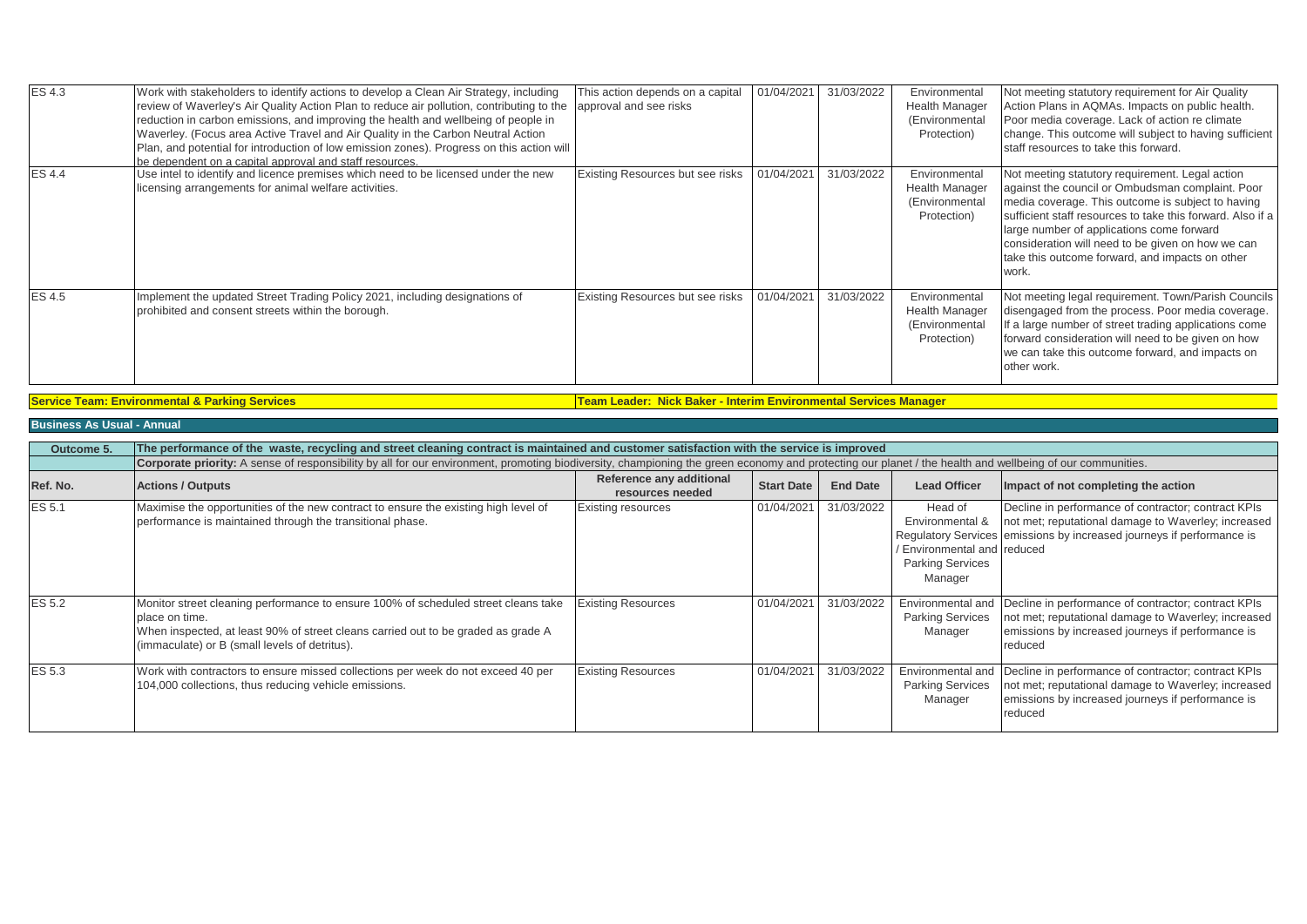| ES 4.3 | Work with stakeholders to identify actions to develop a Clean Air Strategy, including review of Waverley's Air Quality Action Plan to reduce air pollution, contributing to the reduction in carbon emissions, and improving the health and wellbeing of people in Waverley. (Focus area Active Travel and Air Quality in the Carbon Neutral Action Plan, and potential for introduction of low emission zones). Progress on this action will be dependent on a capital approval and staff resources. | This action depends on a capital approval and see risks | 01/04/2021 | 31/03/2022 | Environmental Health Manager (Environmental Protection) | Not meeting statutory requirement for Air Quality Action Plans in AQMAs. Impacts on public health. Poor media coverage. Lack of action re climate change. This outcome will subject to having sufficient staff resources to take this forward. |
|---|---|---|---|---|---|---|
| ES 4.4 | Use intel to identify and licence premises which need to be licensed under the new licensing arrangements for animal welfare activities. | Existing Resources but see risks | 01/04/2021 | 31/03/2022 | Environmental Health Manager (Environmental Protection) | Not meeting statutory requirement. Legal action against the council or Ombudsman complaint. Poor media coverage. This outcome is subject to having sufficient staff resources to take this forward. Also if a large number of applications come forward consideration will need to be given on how we can take this outcome forward, and impacts on other work. |
| ES 4.5 | Implement the updated Street Trading Policy 2021, including designations of prohibited and consent streets within the borough. | Existing Resources but see risks | 01/04/2021 | 31/03/2022 | Environmental Health Manager (Environmental Protection) | Not meeting legal requirement. Town/Parish Councils disengaged from the process. Poor media coverage. If a large number of street trading applications come forward consideration will need to be given on how we can take this outcome forward, and impacts on other work. |

**Service Team: Environmental & Parking Services** — **Team Leader: Nick Baker - Interim Environmental Services Manager**

**Business As Usual - Annual**

| Outcome 5. | The performance of the waste, recycling and street cleaning contract is maintained and customer satisfaction with the service is improved | | | | | |
|---|---|---|---|---|---|---|
| | **Corporate priority:** A sense of responsibility by all for our environment, promoting biodiversity, championing the green economy and protecting our planet / the health and wellbeing of our communities. | | | | | |
| **Ref. No.** | **Actions / Outputs** | **Reference any additional resources needed** | **Start Date** | **End Date** | **Lead Officer** | **Impact of not completing the action** |
| ES 5.1 | Maximise the opportunities of the new contract to ensure the existing high level of performance is maintained through the transitional phase. | Existing resources | 01/04/2021 | 31/03/2022 | Head of Environmental & Regulatory Services / Environmental and Parking Services Manager | Decline in performance of contractor; contract KPIs not met; reputational damage to Waverley; increased emissions by increased journeys if performance is reduced |
| ES 5.2 | Monitor street cleaning performance to ensure 100% of scheduled street cleans take place on time.<br>When inspected, at least 90% of street cleans carried out to be graded as grade A (immaculate) or B (small levels of detritus). | Existing Resources | 01/04/2021 | 31/03/2022 | Environmental and Parking Services Manager | Decline in performance of contractor; contract KPIs not met; reputational damage to Waverley; increased emissions by increased journeys if performance is reduced |
| ES 5.3 | Work with contractors to ensure missed collections per week do not exceed 40 per 104,000 collections, thus reducing vehicle emissions. | Existing Resources | 01/04/2021 | 31/03/2022 | Environmental and Parking Services Manager | Decline in performance of contractor; contract KPIs not met; reputational damage to Waverley; increased emissions by increased journeys if performance is reduced |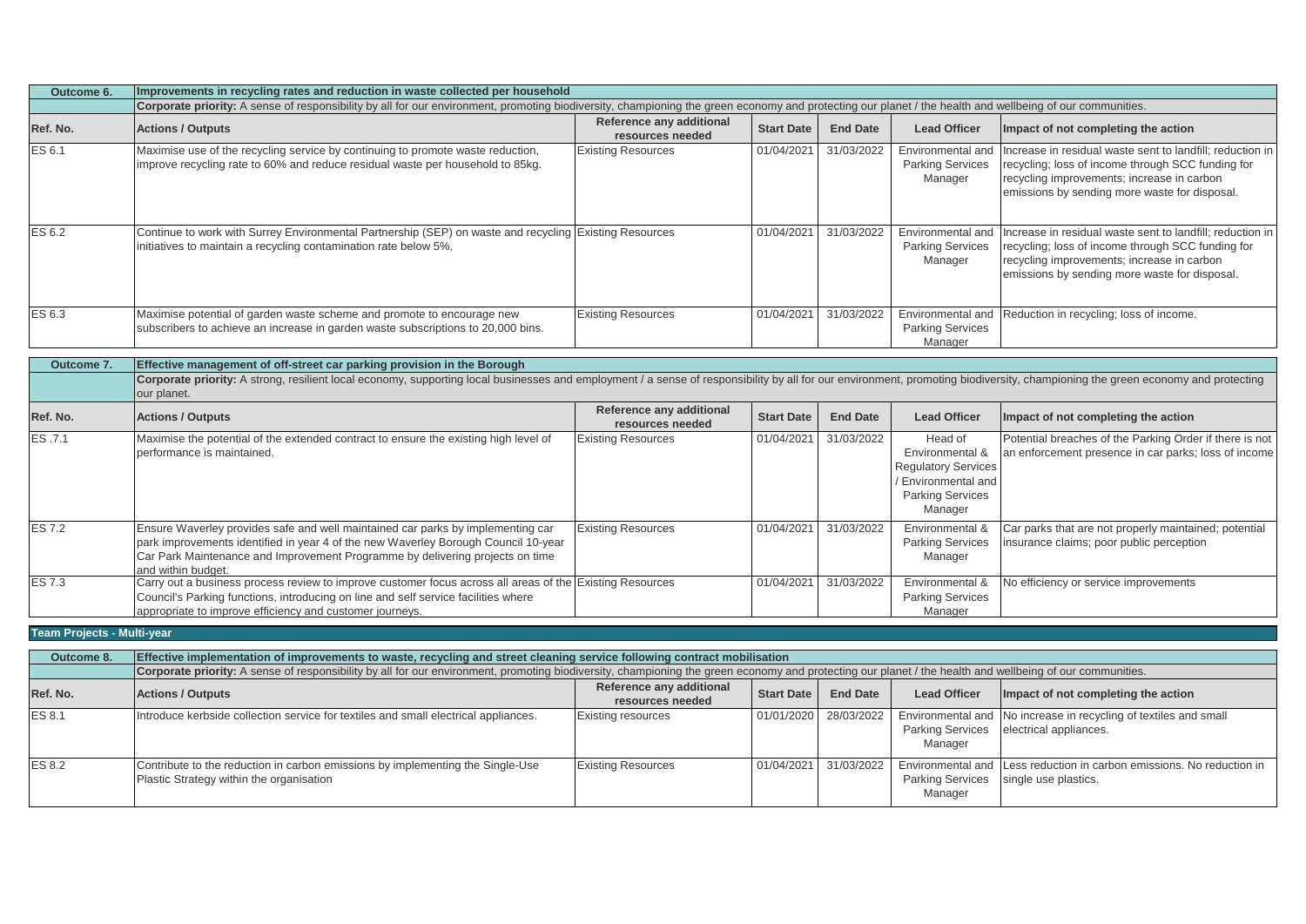| Outcome 6. | Improvements in recycling rates and reduction in waste collected per household | | | | | |
|---|---|---|---|---|---|---|
| | **Corporate priority:** A sense of responsibility by all for our environment, promoting biodiversity, championing the green economy and protecting our planet / the health and wellbeing of our communities. | | | | | |
| **Ref. No.** | **Actions / Outputs** | **Reference any additional resources needed** | **Start Date** | **End Date** | **Lead Officer** | **Impact of not completing the action** |
| ES 6.1 | Maximise use of the recycling service by continuing to promote waste reduction, improve recycling rate to 60% and reduce residual waste per household to 85kg. | Existing Resources | 01/04/2021 | 31/03/2022 | Environmental and Parking Services Manager | Increase in residual waste sent to landfill; reduction in recycling; loss of income through SCC funding for recycling improvements; increase in carbon emissions by sending more waste for disposal. |
| ES 6.2 | Continue to work with Surrey Environmental Partnership (SEP) on waste and recycling initiatives to maintain a recycling contamination rate below 5%, | Existing Resources | 01/04/2021 | 31/03/2022 | Environmental and Parking Services Manager | Increase in residual waste sent to landfill; reduction in recycling; loss of income through SCC funding for recycling improvements; increase in carbon emissions by sending more waste for disposal. |
| ES 6.3 | Maximise potential of garden waste scheme and promote to encourage new subscribers to achieve an increase in garden waste subscriptions to 20,000 bins. | Existing Resources | 01/04/2021 | 31/03/2022 | Environmental and Parking Services Manager | Reduction in recycling; loss of income. |

| Outcome 7. | Effective management of off-street car parking provision in the Borough | | | | | |
|---|---|---|---|---|---|---|
| | **Corporate priority:** A strong, resilient local economy, supporting local businesses and employment / a sense of responsibility by all for our environment, promoting biodiversity, championing the green economy and protecting our planet. | | | | | |
| **Ref. No.** | **Actions / Outputs** | **Reference any additional resources needed** | **Start Date** | **End Date** | **Lead Officer** | **Impact of not completing the action** |
| ES .7.1 | Maximise the potential of the extended contract to ensure the existing high level of performance is maintained. | Existing Resources | 01/04/2021 | 31/03/2022 | Head of Environmental & Regulatory Services / Environmental and Parking Services Manager | Potential breaches of the Parking Order if there is not an enforcement presence in car parks; loss of income |
| ES 7.2 | Ensure Waverley provides safe and well maintained car parks by implementing car park improvements identified in year 4 of the new Waverley Borough Council 10-year Car Park Maintenance and Improvement Programme by delivering projects on time and within budget. | Existing Resources | 01/04/2021 | 31/03/2022 | Environmental & Parking Services Manager | Car parks that are not properly maintained; potential insurance claims; poor public perception |
| ES 7.3 | Carry out a business process review to improve customer focus across all areas of the Council's Parking functions, introducing on line and self service facilities where appropriate to improve efficiency and customer journeys. | Existing Resources | 01/04/2021 | 31/03/2022 | Environmental & Parking Services Manager | No efficiency or service improvements |

## Team Projects - Multi-year

| Outcome 8. | Effective implementation of improvements to waste, recycling and street cleaning service following contract mobilisation | | | | | |
|---|---|---|---|---|---|---|
| | **Corporate priority:** A sense of responsibility by all for our environment, promoting biodiversity, championing the green economy and protecting our planet / the health and wellbeing of our communities. | | | | | |
| **Ref. No.** | **Actions / Outputs** | **Reference any additional resources needed** | **Start Date** | **End Date** | **Lead Officer** | **Impact of not completing the action** |
| ES 8.1 | Introduce kerbside collection service for textiles and small electrical appliances. | Existing resources | 01/01/2020 | 28/03/2022 | Environmental and Parking Services Manager | No increase in recycling of textiles and small electrical appliances. |
| ES 8.2 | Contribute to the reduction in carbon emissions by implementing the Single-Use Plastic Strategy within the organisation | Existing Resources | 01/04/2021 | 31/03/2022 | Environmental and Parking Services Manager | Less reduction in carbon emissions. No reduction in single use plastics. |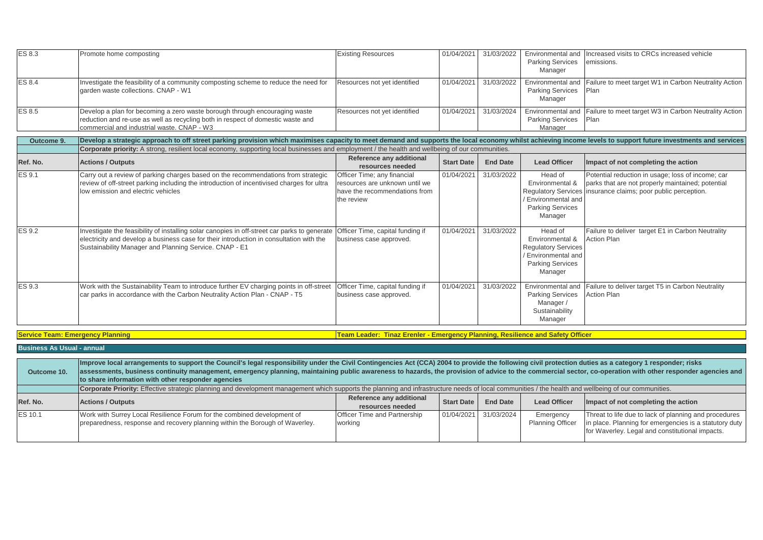| Ref. No. | Actions / Outputs | Reference any additional resources needed | Start Date | End Date | Lead Officer | Impact of not completing the action |
|---|---|---|---|---|---|---|
| ES 8.3 | Promote home composting | Existing Resources | 01/04/2021 | 31/03/2022 | Environmental and Parking Services Manager | Increased visits to CRCs increased vehicle emissions. |
| ES 8.4 | Investigate the feasibility of a community composting scheme to reduce the need for garden waste collections. CNAP - W1 | Resources not yet identified | 01/04/2021 | 31/03/2022 | Environmental and Parking Services Manager | Failure to meet target W1 in Carbon Neutrality Action Plan |
| ES 8.5 | Develop a plan for becoming a zero waste borough through encouraging waste reduction and re-use as well as recycling both in respect of domestic waste and commercial and industrial waste. CNAP - W3 | Resources not yet identified | 01/04/2021 | 31/03/2024 | Environmental and Parking Services Manager | Failure to meet target W3 in Carbon Neutrality Action Plan |

| **Outcome 9.** | **Develop a strategic approach to off street parking provision which maximises capacity to meet demand and supports the local economy whilst achieving income levels to support future investments and services** | | | | | |
|---|---|---|---|---|---|---|
| | **Corporate priority:** A strong, resilient local economy, supporting local businesses and employment / the health and wellbeing of our communities. | | | | | |
| **Ref. No.** | **Actions / Outputs** | **Reference any additional resources needed** | **Start Date** | **End Date** | **Lead Officer** | **Impact of not completing the action** |
| ES 9.1 | Carry out a review of parking charges based on the recommendations from strategic review of off-street parking including the introduction of incentivised charges for ultra low emission and electric vehicles | Officer Time; any financial resources are unknown until we have the recommendations from the review | 01/04/2021 | 31/03/2022 | Head of Environmental & Regulatory Services / Environmental and Parking Services Manager | Potential reduction in usage; loss of income; car parks that are not properly maintained; potential insurance claims; poor public perception. |
| ES 9.2 | Investigate the feasibility of installing solar canopies in off-street car parks to generate electricity and develop a business case for their introduction in consultation with the Sustainability Manager and Planning Service. CNAP - E1 | Officer Time, capital funding if business case approved. | 01/04/2021 | 31/03/2022 | Head of Environmental & Regulatory Services / Environmental and Parking Services Manager | Failure to deliver target E1 in Carbon Neutrality Action Plan |
| ES 9.3 | Work with the Sustainability Team to introduce further EV charging points in off-street car parks in accordance with the Carbon Neutrality Action Plan - CNAP - T5 | Officer Time, capital funding if business case approved. | 01/04/2021 | 31/03/2022 | Environmental and Parking Services Manager / Sustainability Manager | Failure to deliver target T5 in Carbon Neutrality Action Plan |

**Service Team: Emergency Planning** | **Team Leader: Tinaz Erenler - Emergency Planning, Resilience and Safety Officer**

**Business As Usual - annual**

| **Outcome 10.** | **Improve local arrangements to support the Council's legal responsibility under the Civil Contingencies Act (CCA) 2004 to provide the following civil protection duties as a category 1 responder; risks assessments, business continuity management, emergency planning, maintaining public awareness to hazards, the provision of advice to the commercial sector, co-operation with other responder agencies and to share information with other responder agencies** | | | | | |
|---|---|---|---|---|---|---|
| | **Corporate Priority:** Effective strategic planning and development management which supports the planning and infrastructure needs of local communities / the health and wellbeing of our communities. | | | | | |
| **Ref. No.** | **Actions / Outputs** | **Reference any additional resources needed** | **Start Date** | **End Date** | **Lead Officer** | **Impact of not completing the action** |
| ES 10.1 | Work with Surrey Local Resilience Forum for the combined development of preparedness, response and recovery planning within the Borough of Waverley. | Officer Time and Partnership working | 01/04/2021 | 31/03/2024 | Emergency Planning Officer | Threat to life due to lack of planning and procedures in place. Planning for emergencies is a statutory duty for Waverley. Legal and constitutional impacts. |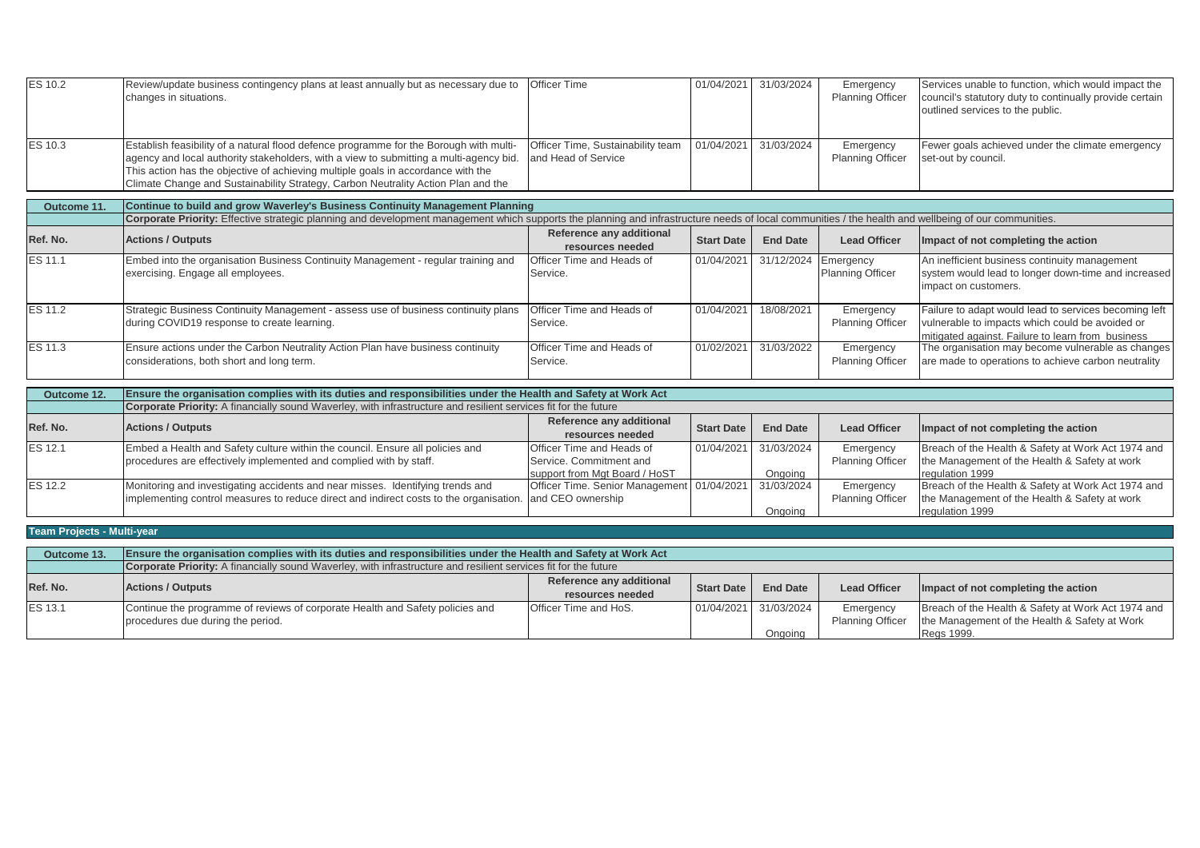| Ref. No. | Actions / Outputs | Reference any additional resources needed | Start Date | End Date | Lead Officer | Impact of not completing the action |
|---|---|---|---|---|---|---|
| ES 10.2 | Review/update business contingency plans at least annually but as necessary due to changes in situations. | Officer Time | 01/04/2021 | 31/03/2024 | Emergency Planning Officer | Services unable to function, which would impact the council's statutory duty to continually provide certain outlined services to the public. |
| ES 10.3 | Establish feasibility of a natural flood defence programme for the Borough with multi-agency and local authority stakeholders, with a view to submitting a multi-agency bid. This action has the objective of achieving multiple goals in accordance with the Climate Change and Sustainability Strategy, Carbon Neutrality Action Plan and the | Officer Time, Sustainability team and Head of Service | 01/04/2021 | 31/03/2024 | Emergency Planning Officer | Fewer goals achieved under the climate emergency set-out by council. |

| Outcome 11. | Continue to build and grow Waverley's Business Continuity Management Planning | | | | | |
|---|---|---|---|---|---|---|
| | **Corporate Priority:** Effective strategic planning and development management which supports the planning and infrastructure needs of local communities / the health and wellbeing of our communities. | | | | | |
| **Ref. No.** | **Actions / Outputs** | **Reference any additional resources needed** | **Start Date** | **End Date** | **Lead Officer** | **Impact of not completing the action** |
| ES 11.1 | Embed into the organisation Business Continuity Management - regular training and exercising. Engage all employees. | Officer Time and Heads of Service. | 01/04/2021 | 31/12/2024 | Emergency Planning Officer | An inefficient business continuity management system would lead to longer down-time and increased impact on customers. |
| ES 11.2 | Strategic Business Continuity Management - assess use of business continuity plans during COVID19 response to create learning. | Officer Time and Heads of Service. | 01/04/2021 | 18/08/2021 | Emergency Planning Officer | Failure to adapt would lead to services becoming left vulnerable to impacts which could be avoided or mitigated against. Failure to learn from business |
| ES 11.3 | Ensure actions under the Carbon Neutrality Action Plan have business continuity considerations, both short and long term. | Officer Time and Heads of Service. | 01/02/2021 | 31/03/2022 | Emergency Planning Officer | The organisation may become vulnerable as changes are made to operations to achieve carbon neutrality |

| Outcome 12. | Ensure the organisation complies with its duties and responsibilities under the Health and Safety at Work Act | | | | | |
|---|---|---|---|---|---|---|
| | **Corporate Priority:** A financially sound Waverley, with infrastructure and resilient services fit for the future | | | | | |
| **Ref. No.** | **Actions / Outputs** | **Reference any additional resources needed** | **Start Date** | **End Date** | **Lead Officer** | **Impact of not completing the action** |
| ES 12.1 | Embed a Health and Safety culture within the council. Ensure all policies and procedures are effectively implemented and complied with by staff. | Officer Time and Heads of Service. Commitment and support from Mgt Board / HoST | 01/04/2021 | 31/03/2024 Ongoing | Emergency Planning Officer | Breach of the Health & Safety at Work Act 1974 and the Management of the Health & Safety at work regulation 1999 |
| ES 12.2 | Monitoring and investigating accidents and near misses. Identifying trends and implementing control measures to reduce direct and indirect costs to the organisation. | Officer Time. Senior Management and CEO ownership | 01/04/2021 | 31/03/2024 Ongoing | Emergency Planning Officer | Breach of the Health & Safety at Work Act 1974 and the Management of the Health & Safety at work regulation 1999 |

## Team Projects - Multi-year

| Outcome 13. | Ensure the organisation complies with its duties and responsibilities under the Health and Safety at Work Act | | | | | |
|---|---|---|---|---|---|---|
| | **Corporate Priority:** A financially sound Waverley, with infrastructure and resilient services fit for the future | | | | | |
| **Ref. No.** | **Actions / Outputs** | **Reference any additional resources needed** | **Start Date** | **End Date** | **Lead Officer** | **Impact of not completing the action** |
| ES 13.1 | Continue the programme of reviews of corporate Health and Safety policies and procedures due during the period. | Officer Time and HoS. | 01/04/2021 | 31/03/2024 Ongoing | Emergency Planning Officer | Breach of the Health & Safety at Work Act 1974 and the Management of the Health & Safety at Work Regs 1999. |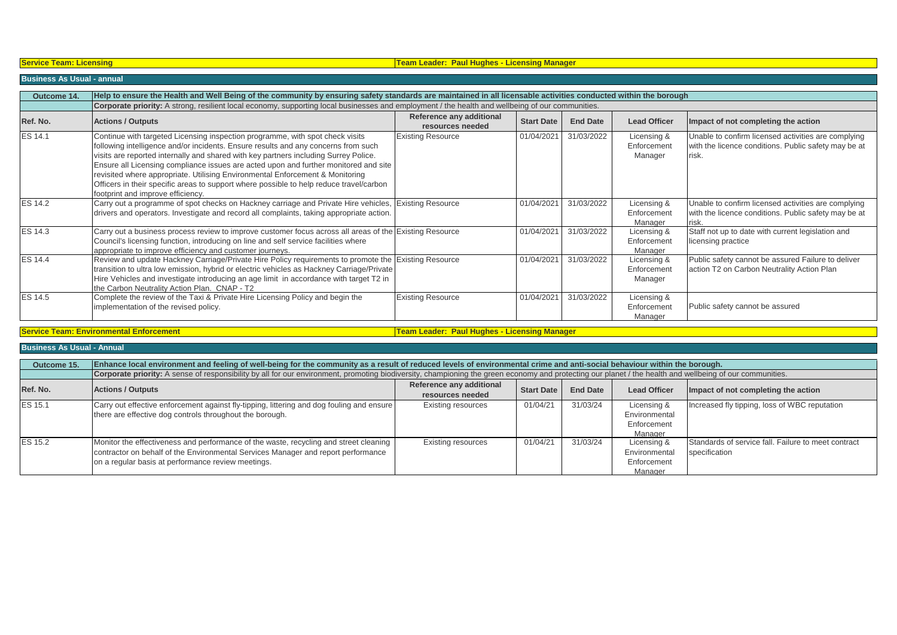**Service Team: Licensing** | **Team Leader: Paul Hughes - Licensing Manager**

**Business As Usual - annual**

| **Outcome 14.** | **Help to ensure the Health and Well Being of the community by ensuring safety standards are maintained in all licensable activities conducted within the borough** | | | | | |
|---|---|---|---|---|---|---|
| | **Corporate priority:** A strong, resilient local economy, supporting local businesses and employment / the health and wellbeing of our communities. | | | | | |
| **Ref. No.** | **Actions / Outputs** | **Reference any additional resources needed** | **Start Date** | **End Date** | **Lead Officer** | **Impact of not completing the action** |
| ES 14.1 | Continue with targeted Licensing inspection programme, with spot check visits following intelligence and/or incidents. Ensure results and any concerns from such visits are reported internally and shared with key partners including Surrey Police. Ensure all Licensing compliance issues are acted upon and further monitored and site revisited where appropriate. Utilising Environmental Enforcement & Monitoring Officers in their specific areas to support where possible to help reduce travel/carbon footprint and improve efficiency. | Existing Resource | 01/04/2021 | 31/03/2022 | Licensing & Enforcement Manager | Unable to confirm licensed activities are complying with the licence conditions. Public safety may be at risk. |
| ES 14.2 | Carry out a programme of spot checks on Hackney carriage and Private Hire vehicles, drivers and operators. Investigate and record all complaints, taking appropriate action. | Existing Resource | 01/04/2021 | 31/03/2022 | Licensing & Enforcement Manager | Unable to confirm licensed activities are complying with the licence conditions. Public safety may be at risk. |
| ES 14.3 | Carry out a business process review to improve customer focus across all areas of the Council's licensing function, introducing on line and self service facilities where appropriate to improve efficiency and customer journeys. | Existing Resource | 01/04/2021 | 31/03/2022 | Licensing & Enforcement Manager | Staff not up to date with current legislation and licensing practice |
| ES 14.4 | Review and update Hackney Carriage/Private Hire Policy requirements to promote the transition to ultra low emission, hybrid or electric vehicles as Hackney Carriage/Private Hire Vehicles and investigate introducing an age limit in accordance with target T2 in the Carbon Neutrality Action Plan. CNAP - T2 | Existing Resource | 01/04/2021 | 31/03/2022 | Licensing & Enforcement Manager | Public safety cannot be assured Failure to deliver action T2 on Carbon Neutrality Action Plan |
| ES 14.5 | Complete the review of the Taxi & Private Hire Licensing Policy and begin the implementation of the revised policy. | Existing Resource | 01/04/2021 | 31/03/2022 | Licensing & Enforcement Manager | Public safety cannot be assured |

**Service Team: Environmental Enforcement** | **Team Leader: Paul Hughes - Licensing Manager**

**Business As Usual - Annual**

| **Outcome 15.** | **Enhance local environment and feeling of well-being for the community as a result of reduced levels of environmental crime and anti-social behaviour within the borough.** | | | | | |
|---|---|---|---|---|---|---|
| | **Corporate priority:** A sense of responsibility by all for our environment, promoting biodiversity, championing the green economy and protecting our planet / the health and wellbeing of our communities. | | | | | |
| **Ref. No.** | **Actions / Outputs** | **Reference any additional resources needed** | **Start Date** | **End Date** | **Lead Officer** | **Impact of not completing the action** |
| ES 15.1 | Carry out effective enforcement against fly-tipping, littering and dog fouling and ensure there are effective dog controls throughout the borough. | Existing resources | 01/04/21 | 31/03/24 | Licensing & Environmental Enforcement Manager | Increased fly tipping, loss of WBC reputation |
| ES 15.2 | Monitor the effectiveness and performance of the waste, recycling and street cleaning contractor on behalf of the Environmental Services Manager and report performance on a regular basis at performance review meetings. | Existing resources | 01/04/21 | 31/03/24 | Licensing & Environmental Enforcement Manager | Standards of service fall. Failure to meet contract specification |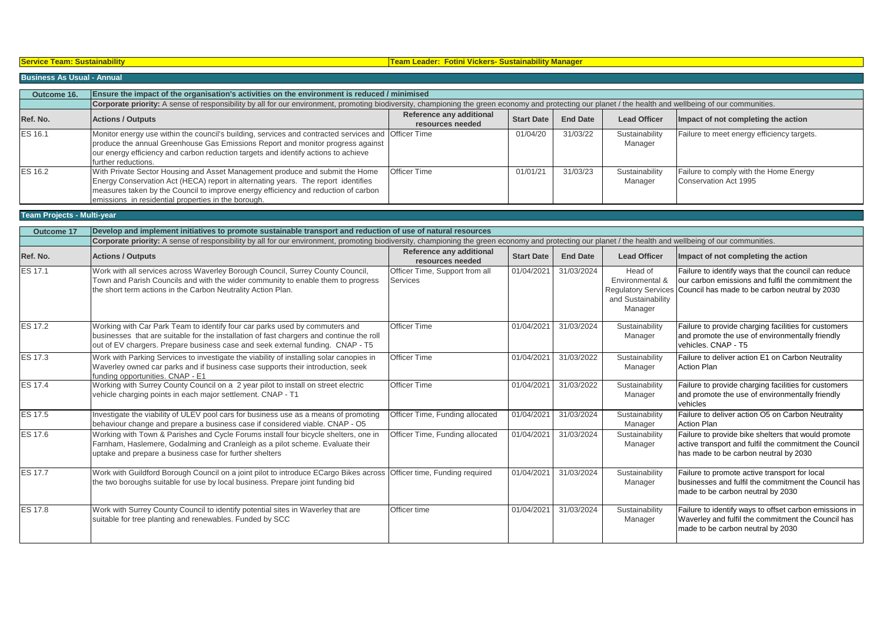**Service Team: Sustainability** | **Team Leader: Fotini Vickers- Sustainability Manager**

## Business As Usual - Annual

| Outcome 16. | Ensure the impact of the organisation's activities on the environment is reduced / minimised | | | | | |
|---|---|---|---|---|---|---|
| | **Corporate priority:** A sense of responsibility by all for our environment, promoting biodiversity, championing the green economy and protecting our planet / the health and wellbeing of our communities. | | | | | |
| **Ref. No.** | **Actions / Outputs** | **Reference any additional resources needed** | **Start Date** | **End Date** | **Lead Officer** | **Impact of not completing the action** |
| ES 16.1 | Monitor energy use within the council's building, services and contracted services and produce the annual Greenhouse Gas Emissions Report and monitor progress against our energy efficiency and carbon reduction targets and identify actions to achieve further reductions. | Officer Time | 01/04/20 | 31/03/22 | Sustainability Manager | Failure to meet energy efficiency targets. |
| ES 16.2 | With Private Sector Housing and Asset Management produce and submit the Home Energy Conservation Act (HECA) report in alternating years. The report identifies measures taken by the Council to improve energy efficiency and reduction of carbon emissions in residential properties in the borough. | Officer Time | 01/01/21 | 31/03/23 | Sustainability Manager | Failure to comply with the Home Energy Conservation Act 1995 |

## Team Projects - Multi-year

| Outcome 17 | Develop and implement initiatives to promote sustainable transport and reduction of use of natural resources | | | | | |
|---|---|---|---|---|---|---|
| | **Corporate priority:** A sense of responsibility by all for our environment, promoting biodiversity, championing the green economy and protecting our planet / the health and wellbeing of our communities. | | | | | |
| **Ref. No.** | **Actions / Outputs** | **Reference any additional resources needed** | **Start Date** | **End Date** | **Lead Officer** | **Impact of not completing the action** |
| ES 17.1 | Work with all services across Waverley Borough Council, Surrey County Council, Town and Parish Councils and with the wider community to enable them to progress the short term actions in the Carbon Neutrality Action Plan. | Officer Time, Support from all Services | 01/04/2021 | 31/03/2024 | Head of Environmental & Regulatory Services and Sustainability Manager | Failure to identify ways that the council can reduce our carbon emissions and fulfil the commitment the Council has made to be carbon neutral by 2030 |
| ES 17.2 | Working with Car Park Team to identify four car parks used by commuters and businesses that are suitable for the installation of fast chargers and continue the roll out of EV chargers. Prepare business case and seek external funding. CNAP - T5 | Officer Time | 01/04/2021 | 31/03/2024 | Sustainability Manager | Failure to provide charging facilities for customers and promote the use of environmentally friendly vehicles. CNAP - T5 |
| ES 17.3 | Work with Parking Services to investigate the viability of installing solar canopies in Waverley owned car parks and if business case supports their introduction, seek funding opportunities. CNAP - E1 | Officer Time | 01/04/2021 | 31/03/2022 | Sustainability Manager | Failure to deliver action E1 on Carbon Neutrality Action Plan |
| ES 17.4 | Working with Surrey County Council on a 2 year pilot to install on street electric vehicle charging points in each major settlement. CNAP - T1 | Officer Time | 01/04/2021 | 31/03/2022 | Sustainability Manager | Failure to provide charging facilities for customers and promote the use of environmentally friendly vehicles |
| ES 17.5 | Investigate the viability of ULEV pool cars for business use as a means of promoting behaviour change and prepare a business case if considered viable. CNAP - O5 | Officer Time, Funding allocated | 01/04/2021 | 31/03/2024 | Sustainability Manager | Failure to deliver action O5 on Carbon Neutrality Action Plan |
| ES 17.6 | Working with Town & Parishes and Cycle Forums install four bicycle shelters, one in Farnham, Haslemere, Godalming and Cranleigh as a pilot scheme. Evaluate their uptake and prepare a business case for further shelters | Officer Time, Funding allocated | 01/04/2021 | 31/03/2024 | Sustainability Manager | Failure to provide bike shelters that would promote active transport and fulfil the commitment the Council has made to be carbon neutral by 2030 |
| ES 17.7 | Work with Guildford Borough Council on a joint pilot to introduce ECargo Bikes across the two boroughs suitable for use by local business. Prepare joint funding bid | Officer time, Funding required | 01/04/2021 | 31/03/2024 | Sustainability Manager | Failure to promote active transport for local businesses and fulfil the commitment the Council has made to be carbon neutral by 2030 |
| ES 17.8 | Work with Surrey County Council to identify potential sites in Waverley that are suitable for tree planting and renewables. Funded by SCC | Officer time | 01/04/2021 | 31/03/2024 | Sustainability Manager | Failure to identify ways to offset carbon emissions in Waverley and fulfil the commitment the Council has made to be carbon neutral by 2030 |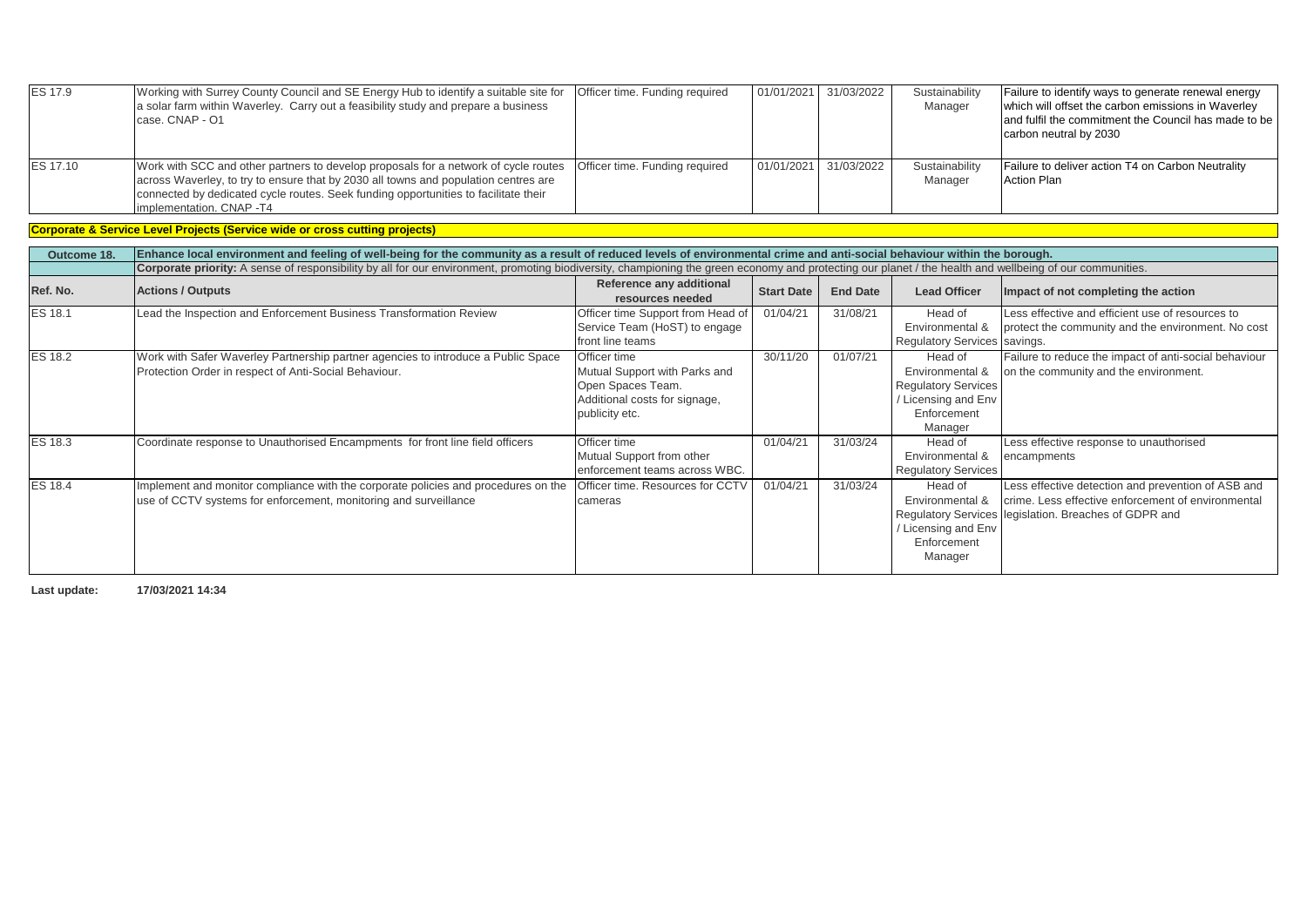| | | | | | | |
|---|---|---|---|---|---|---|
| ES 17.9 | Working with Surrey County Council and SE Energy Hub to identify a suitable site for a solar farm within Waverley. Carry out a feasibility study and prepare a business case. CNAP - O1 | Officer time. Funding required | 01/01/2021 | 31/03/2022 | Sustainability Manager | Failure to identify ways to generate renewal energy which will offset the carbon emissions in Waverley and fulfil the commitment the Council has made to be carbon neutral by 2030 |
| ES 17.10 | Work with SCC and other partners to develop proposals for a network of cycle routes across Waverley, to try to ensure that by 2030 all towns and population centres are connected by dedicated cycle routes. Seek funding opportunities to facilitate their implementation. CNAP -T4 | Officer time. Funding required | 01/01/2021 | 31/03/2022 | Sustainability Manager | Failure to deliver action T4 on Carbon Neutrality Action Plan |

**Corporate & Service Level Projects (Service wide or cross cutting projects)**

**Outcome 18.** **Enhance local environment and feeling of well-being for the community as a result of reduced levels of environmental crime and anti-social behaviour within the borough.**

**Corporate priority:** A sense of responsibility by all for our environment, promoting biodiversity, championing the green economy and protecting our planet / the health and wellbeing of our communities.

| Ref. No. | Actions / Outputs | Reference any additional resources needed | Start Date | End Date | Lead Officer | Impact of not completing the action |
|---|---|---|---|---|---|---|
| ES 18.1 | Lead the Inspection and Enforcement Business Transformation Review | Officer time Support from Head of Service Team (HoST) to engage front line teams | 01/04/21 | 31/08/21 | Head of Environmental & Regulatory Services | Less effective and efficient use of resources to protect the community and the environment. No cost savings. |
| ES 18.2 | Work with Safer Waverley Partnership partner agencies to introduce a Public Space Protection Order in respect of Anti-Social Behaviour. | Officer time<br>Mutual Support with Parks and Open Spaces Team.<br>Additional costs for signage, publicity etc. | 30/11/20 | 01/07/21 | Head of Environmental & Regulatory Services / Licensing and Env Enforcement Manager | Failure to reduce the impact of anti-social behaviour on the community and the environment. |
| ES 18.3 | Coordinate response to Unauthorised Encampments for front line field officers | Officer time<br>Mutual Support from other enforcement teams across WBC. | 01/04/21 | 31/03/24 | Head of Environmental & Regulatory Services | Less effective response to unauthorised encampments |
| ES 18.4 | Implement and monitor compliance with the corporate policies and procedures on the use of CCTV systems for enforcement, monitoring and surveillance | Officer time. Resources for CCTV cameras | 01/04/21 | 31/03/24 | Head of Environmental & Regulatory Services / Licensing and Env Enforcement Manager | Less effective detection and prevention of ASB and crime. Less effective enforcement of environmental legislation. Breaches of GDPR and |

**Last update:** **17/03/2021 14:34**